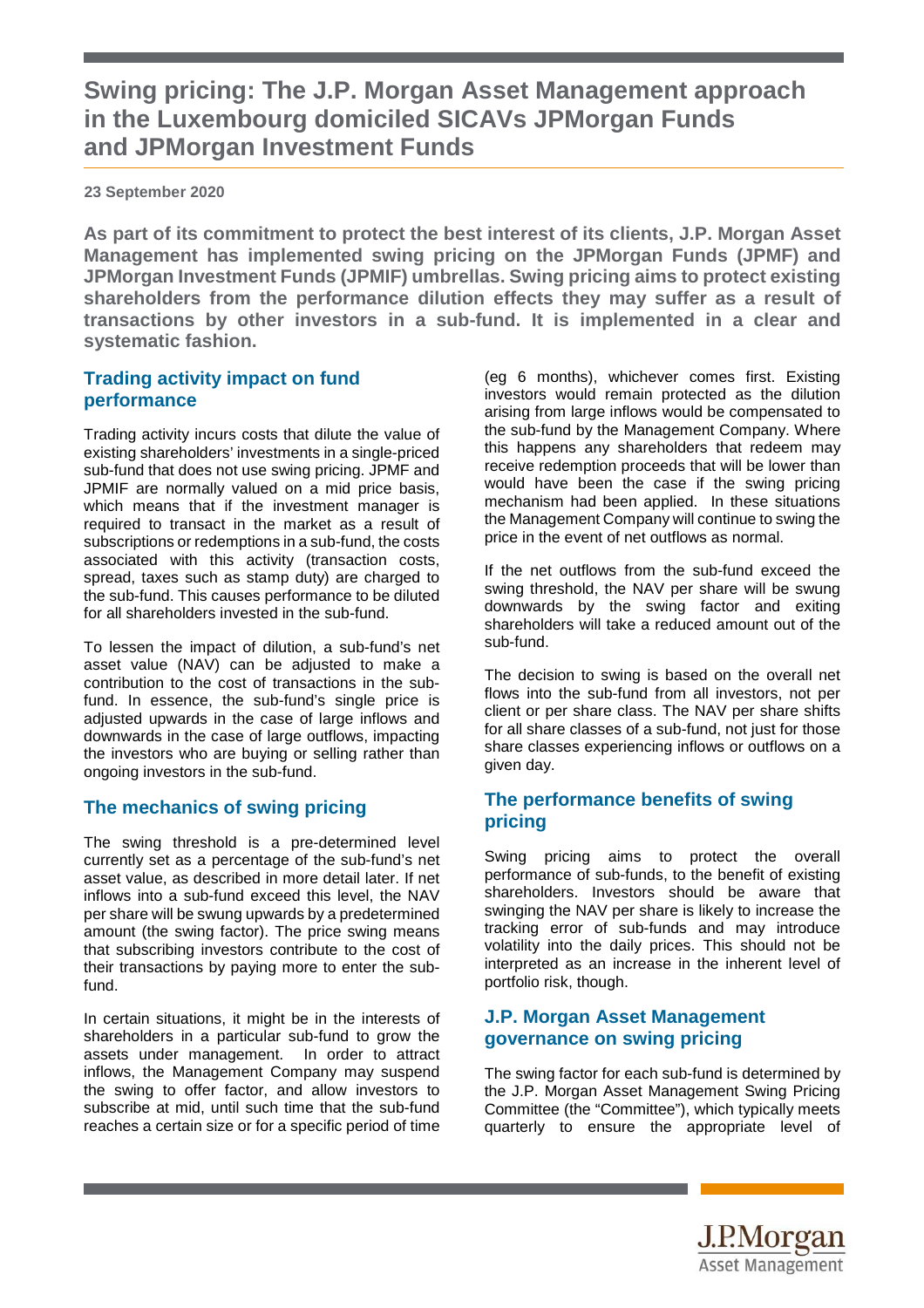# Swing pricing: The J.P. Morgan Asset Management approach in the Luxembourg domiciled SICAVs JPMorgan Funds and JPMorgan Investment Funds

**23 September 2020**

**As part of its commitment to protect the best interest of its clients, J.P. Morgan Asset Management has implemented swing pricing on the JPMorgan Funds (JPMF) and JPMorgan Investment Funds (JPMIF) umbrellas. Swing pricing aims to protect existing shareholders from the performance dilution effects they may suffer as a result of transactions by other investors in a sub-fund. It is implemented in a clear and systematic fashion.**

## Trading activity impact on fund performance

Trading activity incurs costs that dilute the value of existing shareholders' investments in a single-priced sub-fund that does not use swing pricing. JPMF and JPMIF are normally valued on a mid price basis, which means that if the investment manager is required to transact in the market as a result of subscriptions or redemptions in a sub-fund, the costs associated with this activity (transaction costs, spread, taxes such as stamp duty) are charged to the sub-fund. This causes performance to be diluted for all shareholders invested in the sub-fund.

To lessen the impact of dilution, a sub-fund's net asset value (NAV) can be adjusted to make a contribution to the cost of transactions in the sub-fund. In essence, the sub-fund's single price is adjusted upwards in the case of large inflows and downwards in the case of large outflows, impacting the investors who are buying or selling rather than ongoing investors in the sub-fund.

## The mechanics of swing pricing

The swing threshold is a pre-determined level currently set as a percentage of the sub-fund's net asset value, as described in more detail later. If net inflows into a sub-fund exceed this level, the NAV per share will be swung upwards by a predetermined amount (the swing factor). The price swing means that subscribing investors contribute to the cost of their transactions by paying more to enter the sub-fund.

In certain situations, it might be in the interests of shareholders in a particular sub-fund to grow the assets under management. In order to attract inflows, the Management Company may suspend the swing to offer factor, and allow investors to subscribe at mid, until such time that the sub-fund reaches a certain size or for a specific period of time (eg 6 months), whichever comes first. Existing investors would remain protected as the dilution arising from large inflows would be compensated to the sub-fund by the Management Company. Where this happens any shareholders that redeem may receive redemption proceeds that will be lower than would have been the case if the swing pricing mechanism had been applied. In these situations the Management Company will continue to swing the price in the event of net outflows as normal.

If the net outflows from the sub-fund exceed the swing threshold, the NAV per share will be swung downwards by the swing factor and exiting shareholders will take a reduced amount out of the sub-fund.

The decision to swing is based on the overall net flows into the sub-fund from all investors, not per client or per share class. The NAV per share shifts for all share classes of a sub-fund, not just for those share classes experiencing inflows or outflows on a given day.

## The performance benefits of swing pricing

Swing pricing aims to protect the overall performance of sub-funds, to the benefit of existing shareholders. Investors should be aware that swinging the NAV per share is likely to increase the tracking error of sub-funds and may introduce volatility into the daily prices. This should not be interpreted as an increase in the inherent level of portfolio risk, though.

## J.P. Morgan Asset Management governance on swing pricing

The swing factor for each sub-fund is determined by the J.P. Morgan Asset Management Swing Pricing Committee (the "Committee"), which typically meets quarterly to ensure the appropriate level of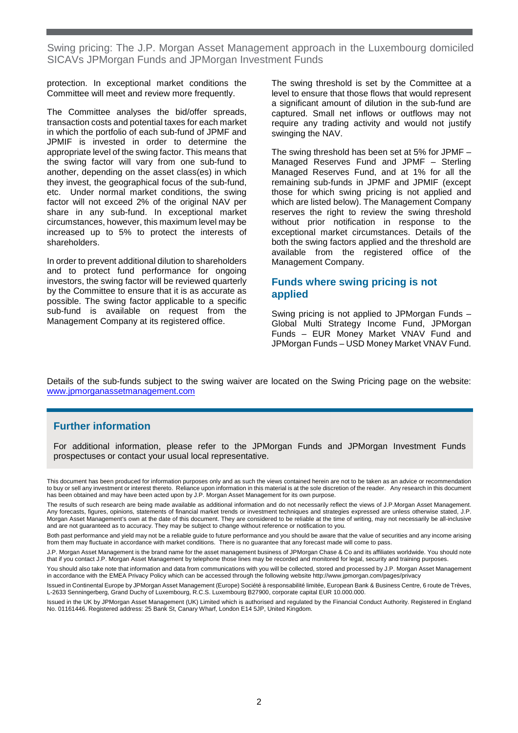protection. In exceptional market conditions the Committee will meet and review more frequently.

The Committee analyses the bid/offer spreads, transaction costs and potential taxes for each market in which the portfolio of each sub-fund of JPMF and JPMIF is invested in order to determine the appropriate level of the swing factor. This means that the swing factor will vary from one sub-fund to another, depending on the asset class(es) in which they invest, the geographical focus of the sub-fund, etc. Under normal market conditions, the swing factor will not exceed 2% of the original NAV per share in any sub-fund. In exceptional market circumstances, however, this maximum level may be increased up to 5% to protect the interests of shareholders.

In order to prevent additional dilution to shareholders and to protect fund performance for ongoing investors, the swing factor will be reviewed quarterly by the Committee to ensure that it is as accurate as possible. The swing factor applicable to a specific sub-fund is available on request from the Management Company at its registered office.

The swing threshold is set by the Committee at a level to ensure that those flows that would represent a significant amount of dilution in the sub-fund are captured. Small net inflows or outflows may not require any trading activity and would not justify swinging the NAV.

The swing threshold has been set at 5% for JPMF – Managed Reserves Fund and JPMF – Sterling Managed Reserves Fund, and at 1% for all the remaining sub-funds in JPMF and JPMIF (except those for which swing pricing is not applied and which are listed below). The Management Company reserves the right to review the swing threshold without prior notification in response to the exceptional market circumstances. Details of the both the swing factors applied and the threshold are available from the registered office of the Management Company.

## Funds where swing pricing is not applied

Swing pricing is not applied to JPMorgan Funds – Global Multi Strategy Income Fund, JPMorgan Funds – EUR Money Market VNAV Fund and JPMorgan Funds – USD Money Market VNAV Fund.

Details of the sub-funds subject to the swing waiver are located on the Swing Pricing page on the website: www.jpmorganassetmanagement.com

## Further information

For additional information, please refer to the JPMorgan Funds and JPMorgan Investment Funds prospectuses or contact your usual local representative.

This document has been produced for information purposes only and as such the views contained herein are not to be taken as an advice or recommendation to buy or sell any investment or interest thereto. Reliance upon information in this material is at the sole discretion of the reader. Any research in this document has been obtained and may have been acted upon by J.P. Morgan Asset Management for its own purpose.

The results of such research are being made available as additional information and do not necessarily reflect the views of J.P.Morgan Asset Management. Any forecasts, figures, opinions, statements of financial market trends or investment techniques and strategies expressed are unless otherwise stated, J.P. Morgan Asset Management's own at the date of this document. They are considered to be reliable at the time of writing, may not necessarily be all-inclusive and are not guaranteed as to accuracy. They may be subject to change without reference or notification to you.

Both past performance and yield may not be a reliable guide to future performance and you should be aware that the value of securities and any income arising from them may fluctuate in accordance with market conditions. There is no guarantee that any forecast made will come to pass.

J.P. Morgan Asset Management is the brand name for the asset management business of JPMorgan Chase & Co and its affiliates worldwide. You should note that if you contact J.P. Morgan Asset Management by telephone those lines may be recorded and monitored for legal, security and training purposes.

You should also take note that information and data from communications with you will be collected, stored and processed by J.P. Morgan Asset Management in accordance with the EMEA Privacy Policy which can be accessed through the following website http://www.jpmorgan.com/pages/privacy

Issued in Continental Europe by JPMorgan Asset Management (Europe) Société à responsabilité limitée, European Bank & Business Centre, 6 route de Trèves, L-2633 Senningerberg, Grand Duchy of Luxembourg, R.C.S. Luxembourg B27900, corporate capital EUR 10.000.000.

Issued in the UK by JPMorgan Asset Management (UK) Limited which is authorised and regulated by the Financial Conduct Authority. Registered in England No. 01161446. Registered address: 25 Bank St, Canary Wharf, London E14 5JP, United Kingdom.